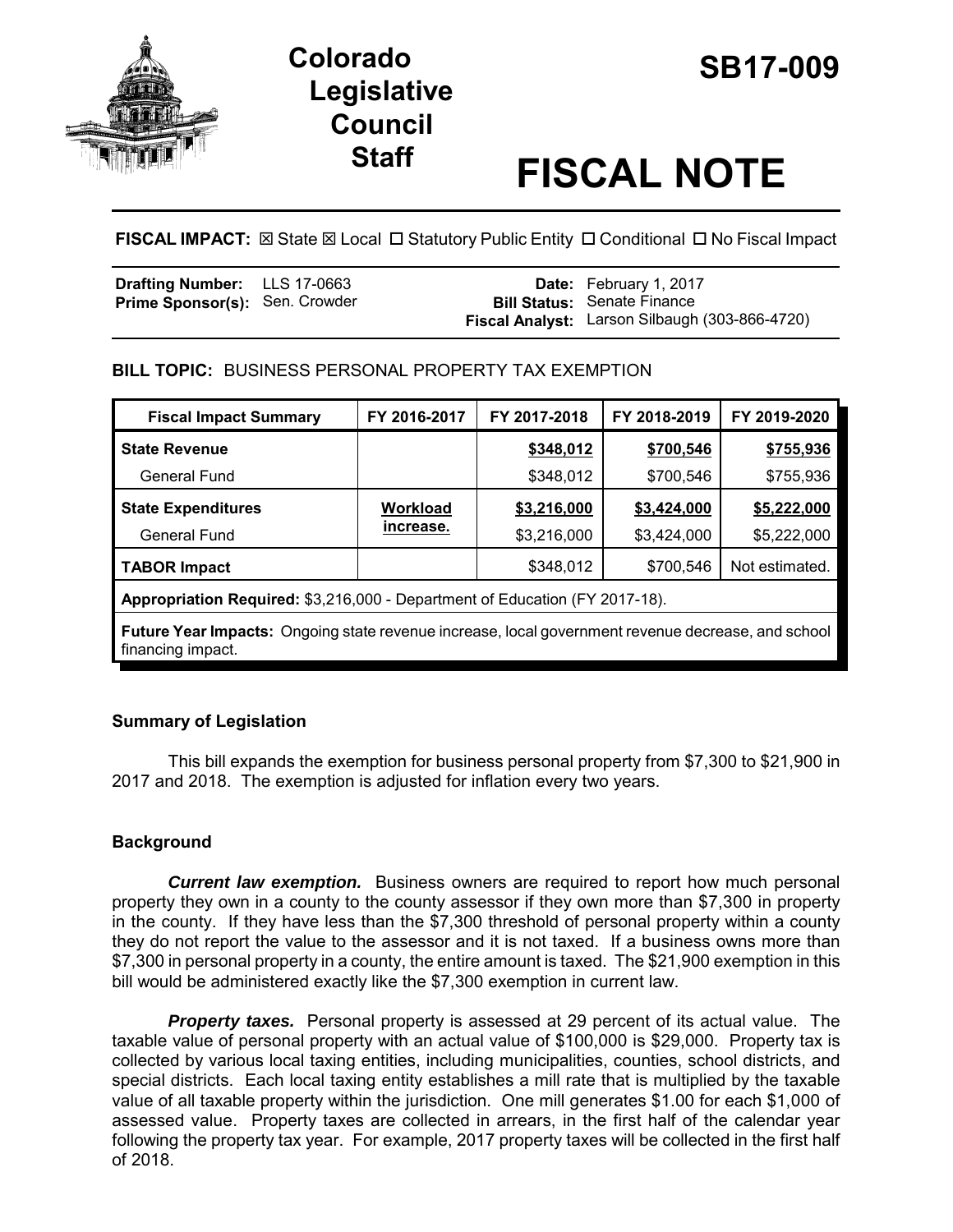# Colorado Legislative Council Staff

# SB17-009

# FISCAL NOTE

**FISCAL IMPACT:** ☒ State ☒ Local ☐ Statutory Public Entity ☐ Conditional ☐ No Fiscal Impact

| | | | |
|---|---|---|---|
| **Drafting Number:** | LLS 17-0663 | **Date:** | February 1, 2017 |
| **Prime Sponsor(s):** | Sen. Crowder | **Bill Status:** | Senate Finance |
| | | **Fiscal Analyst:** | Larson Silbaugh (303-866-4720) |

**BILL TOPIC:** BUSINESS PERSONAL PROPERTY TAX EXEMPTION

| Fiscal Impact Summary | FY 2016-2017 | FY 2017-2018 | FY 2018-2019 | FY 2019-2020 |
|---|---|---|---|---|
| **State Revenue** | | **$348,012** | **$700,546** | **$755,936** |
| General Fund | | $348,012 | $700,546 | $755,936 |
| **State Expenditures** | **Workload increase.** | **$3,216,000** | **$3,424,000** | **$5,222,000** |
| General Fund | | $3,216,000 | $3,424,000 | $5,222,000 |
| **TABOR Impact** | | $348,012 | $700,546 | Not estimated. |
| **Appropriation Required:** $3,216,000 - Department of Education (FY 2017-18). | | | | |
| **Future Year Impacts:** Ongoing state revenue increase, local government revenue decrease, and school financing impact. | | | | |

## Summary of Legislation

This bill expands the exemption for business personal property from $7,300 to $21,900 in 2017 and 2018. The exemption is adjusted for inflation every two years.

## Background

***Current law exemption.*** Business owners are required to report how much personal property they own in a county to the county assessor if they own more than $7,300 in property in the county. If they have less than the $7,300 threshold of personal property within a county they do not report the value to the assessor and it is not taxed. If a business owns more than $7,300 in personal property in a county, the entire amount is taxed. The $21,900 exemption in this bill would be administered exactly like the $7,300 exemption in current law.

***Property taxes.*** Personal property is assessed at 29 percent of its actual value. The taxable value of personal property with an actual value of $100,000 is $29,000. Property tax is collected by various local taxing entities, including municipalities, counties, school districts, and special districts. Each local taxing entity establishes a mill rate that is multiplied by the taxable value of all taxable property within the jurisdiction. One mill generates $1.00 for each $1,000 of assessed value. Property taxes are collected in arrears, in the first half of the calendar year following the property tax year. For example, 2017 property taxes will be collected in the first half of 2018.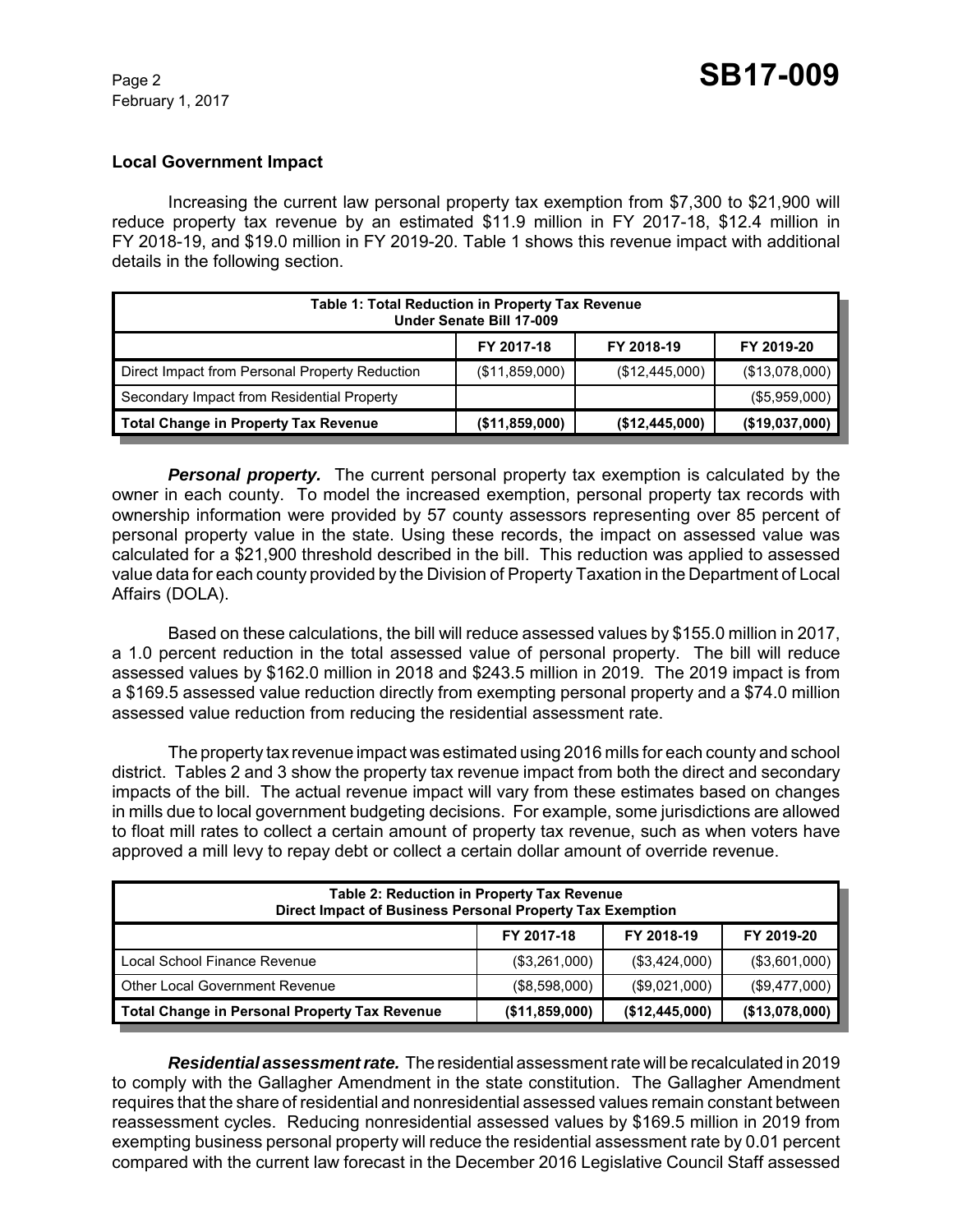## Local Government Impact

Increasing the current law personal property tax exemption from $7,300 to $21,900 will reduce property tax revenue by an estimated $11.9 million in FY 2017-18, $12.4 million in FY 2018-19, and $19.0 million in FY 2019-20. Table 1 shows this revenue impact with additional details in the following section.

| Table 1: Total Reduction in Property Tax Revenue Under Senate Bill 17-009 | | | |
|---|---|---|---|
| | FY 2017-18 | FY 2018-19 | FY 2019-20 |
| Direct Impact from Personal Property Reduction | ($11,859,000) | ($12,445,000) | ($13,078,000) |
| Secondary Impact from Residential Property | | | ($5,959,000) |
| **Total Change in Property Tax Revenue** | **($11,859,000)** | **($12,445,000)** | **($19,037,000)** |

***Personal property.*** The current personal property tax exemption is calculated by the owner in each county. To model the increased exemption, personal property tax records with ownership information were provided by 57 county assessors representing over 85 percent of personal property value in the state. Using these records, the impact on assessed value was calculated for a $21,900 threshold described in the bill. This reduction was applied to assessed value data for each county provided by the Division of Property Taxation in the Department of Local Affairs (DOLA).

Based on these calculations, the bill will reduce assessed values by $155.0 million in 2017, a 1.0 percent reduction in the total assessed value of personal property. The bill will reduce assessed values by $162.0 million in 2018 and $243.5 million in 2019. The 2019 impact is from a $169.5 assessed value reduction directly from exempting personal property and a $74.0 million assessed value reduction from reducing the residential assessment rate.

The property tax revenue impact was estimated using 2016 mills for each county and school district. Tables 2 and 3 show the property tax revenue impact from both the direct and secondary impacts of the bill. The actual revenue impact will vary from these estimates based on changes in mills due to local government budgeting decisions. For example, some jurisdictions are allowed to float mill rates to collect a certain amount of property tax revenue, such as when voters have approved a mill levy to repay debt or collect a certain dollar amount of override revenue.

| Table 2: Reduction in Property Tax Revenue Direct Impact of Business Personal Property Tax Exemption | | | |
|---|---|---|---|
| | FY 2017-18 | FY 2018-19 | FY 2019-20 |
| Local School Finance Revenue | ($3,261,000) | ($3,424,000) | ($3,601,000) |
| Other Local Government Revenue | ($8,598,000) | ($9,021,000) | ($9,477,000) |
| **Total Change in Personal Property Tax Revenue** | **($11,859,000)** | **($12,445,000)** | **($13,078,000)** |

***Residential assessment rate.*** The residential assessment rate will be recalculated in 2019 to comply with the Gallagher Amendment in the state constitution. The Gallagher Amendment requires that the share of residential and nonresidential assessed values remain constant between reassessment cycles. Reducing nonresidential assessed values by $169.5 million in 2019 from exempting business personal property will reduce the residential assessment rate by 0.01 percent compared with the current law forecast in the December 2016 Legislative Council Staff assessed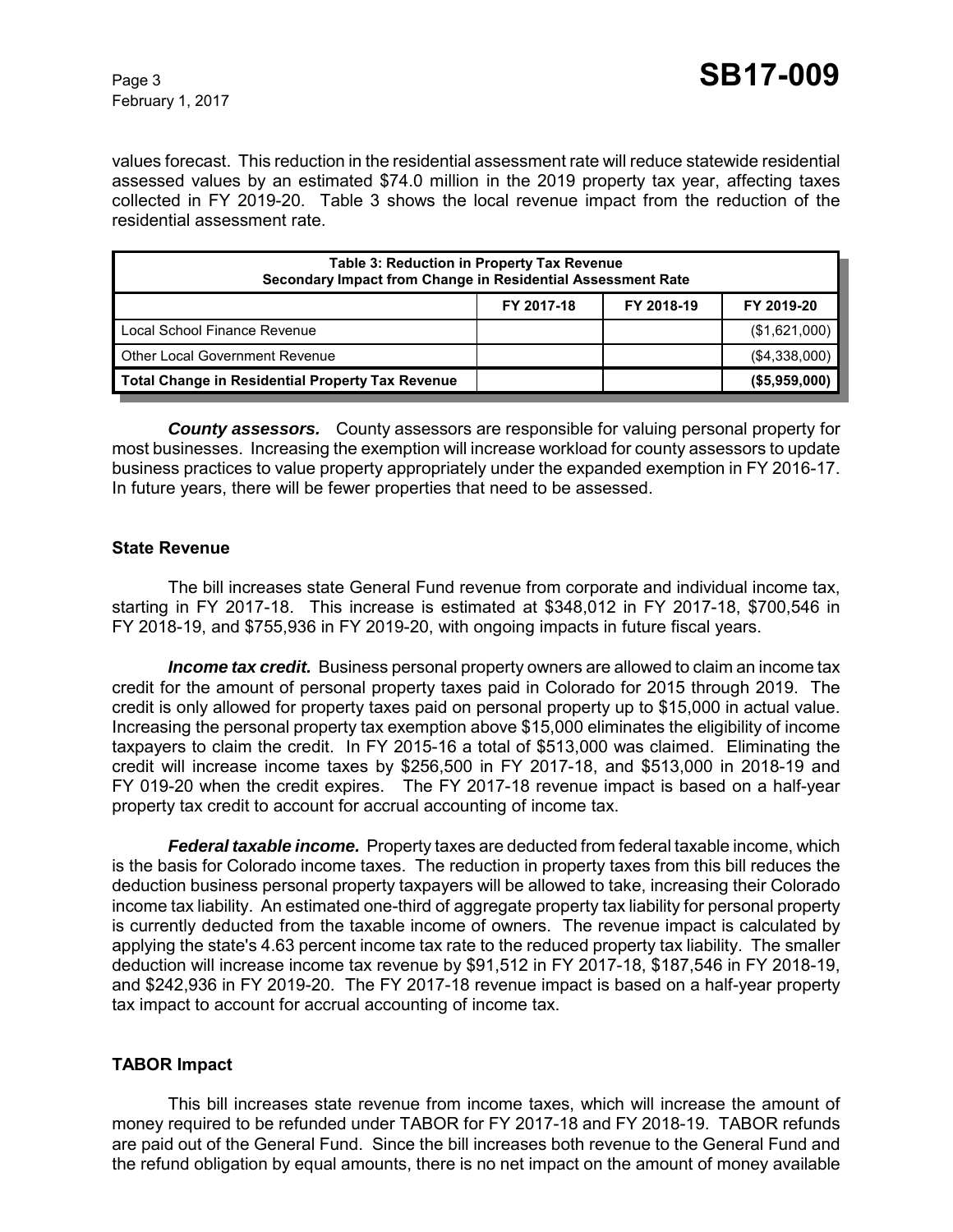values forecast. This reduction in the residential assessment rate will reduce statewide residential assessed values by an estimated $74.0 million in the 2019 property tax year, affecting taxes collected in FY 2019-20. Table 3 shows the local revenue impact from the reduction of the residential assessment rate.

| Table 3: Reduction in Property Tax Revenue<br>Secondary Impact from Change in Residential Assessment Rate | | | |
|---|---|---|---|
| | FY 2017-18 | FY 2018-19 | FY 2019-20 |
| Local School Finance Revenue | | | ($1,621,000) |
| Other Local Government Revenue | | | ($4,338,000) |
| **Total Change in Residential Property Tax Revenue** | | | **($5,959,000)** |

***County assessors.*** County assessors are responsible for valuing personal property for most businesses. Increasing the exemption will increase workload for county assessors to update business practices to value property appropriately under the expanded exemption in FY 2016-17. In future years, there will be fewer properties that need to be assessed.

### State Revenue

The bill increases state General Fund revenue from corporate and individual income tax, starting in FY 2017-18. This increase is estimated at $348,012 in FY 2017-18, $700,546 in FY 2018-19, and $755,936 in FY 2019-20, with ongoing impacts in future fiscal years.

***Income tax credit.*** Business personal property owners are allowed to claim an income tax credit for the amount of personal property taxes paid in Colorado for 2015 through 2019. The credit is only allowed for property taxes paid on personal property up to $15,000 in actual value. Increasing the personal property tax exemption above $15,000 eliminates the eligibility of income taxpayers to claim the credit. In FY 2015-16 a total of $513,000 was claimed. Eliminating the credit will increase income taxes by $256,500 in FY 2017-18, and $513,000 in 2018-19 and FY 019-20 when the credit expires. The FY 2017-18 revenue impact is based on a half-year property tax credit to account for accrual accounting of income tax.

***Federal taxable income.*** Property taxes are deducted from federal taxable income, which is the basis for Colorado income taxes. The reduction in property taxes from this bill reduces the deduction business personal property taxpayers will be allowed to take, increasing their Colorado income tax liability. An estimated one-third of aggregate property tax liability for personal property is currently deducted from the taxable income of owners. The revenue impact is calculated by applying the state's 4.63 percent income tax rate to the reduced property tax liability. The smaller deduction will increase income tax revenue by $91,512 in FY 2017-18, $187,546 in FY 2018-19, and $242,936 in FY 2019-20. The FY 2017-18 revenue impact is based on a half-year property tax impact to account for accrual accounting of income tax.

### TABOR Impact

This bill increases state revenue from income taxes, which will increase the amount of money required to be refunded under TABOR for FY 2017-18 and FY 2018-19. TABOR refunds are paid out of the General Fund. Since the bill increases both revenue to the General Fund and the refund obligation by equal amounts, there is no net impact on the amount of money available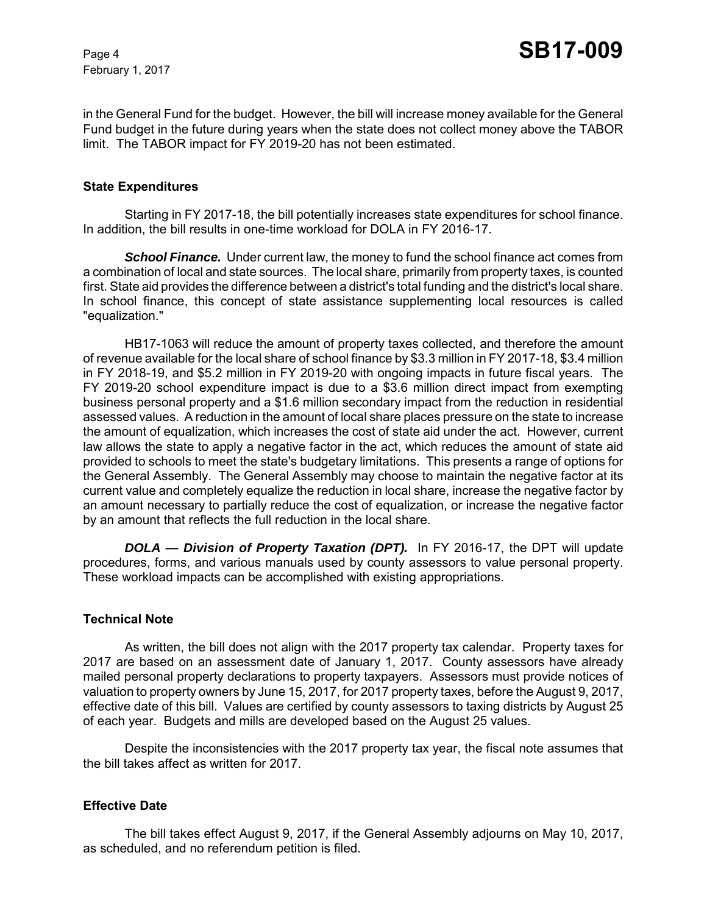in the General Fund for the budget. However, the bill will increase money available for the General Fund budget in the future during years when the state does not collect money above the TABOR limit. The TABOR impact for FY 2019-20 has not been estimated.

## State Expenditures

Starting in FY 2017-18, the bill potentially increases state expenditures for school finance. In addition, the bill results in one-time workload for DOLA in FY 2016-17.

***School Finance.*** Under current law, the money to fund the school finance act comes from a combination of local and state sources. The local share, primarily from property taxes, is counted first. State aid provides the difference between a district's total funding and the district's local share. In school finance, this concept of state assistance supplementing local resources is called "equalization."

HB17-1063 will reduce the amount of property taxes collected, and therefore the amount of revenue available for the local share of school finance by $3.3 million in FY 2017-18, $3.4 million in FY 2018-19, and $5.2 million in FY 2019-20 with ongoing impacts in future fiscal years. The FY 2019-20 school expenditure impact is due to a $3.6 million direct impact from exempting business personal property and a $1.6 million secondary impact from the reduction in residential assessed values. A reduction in the amount of local share places pressure on the state to increase the amount of equalization, which increases the cost of state aid under the act. However, current law allows the state to apply a negative factor in the act, which reduces the amount of state aid provided to schools to meet the state's budgetary limitations. This presents a range of options for the General Assembly. The General Assembly may choose to maintain the negative factor at its current value and completely equalize the reduction in local share, increase the negative factor by an amount necessary to partially reduce the cost of equalization, or increase the negative factor by an amount that reflects the full reduction in the local share.

***DOLA — Division of Property Taxation (DPT).*** In FY 2016-17, the DPT will update procedures, forms, and various manuals used by county assessors to value personal property. These workload impacts can be accomplished with existing appropriations.

## Technical Note

As written, the bill does not align with the 2017 property tax calendar. Property taxes for 2017 are based on an assessment date of January 1, 2017. County assessors have already mailed personal property declarations to property taxpayers. Assessors must provide notices of valuation to property owners by June 15, 2017, for 2017 property taxes, before the August 9, 2017, effective date of this bill. Values are certified by county assessors to taxing districts by August 25 of each year. Budgets and mills are developed based on the August 25 values.

Despite the inconsistencies with the 2017 property tax year, the fiscal note assumes that the bill takes affect as written for 2017.

## Effective Date

The bill takes effect August 9, 2017, if the General Assembly adjourns on May 10, 2017, as scheduled, and no referendum petition is filed.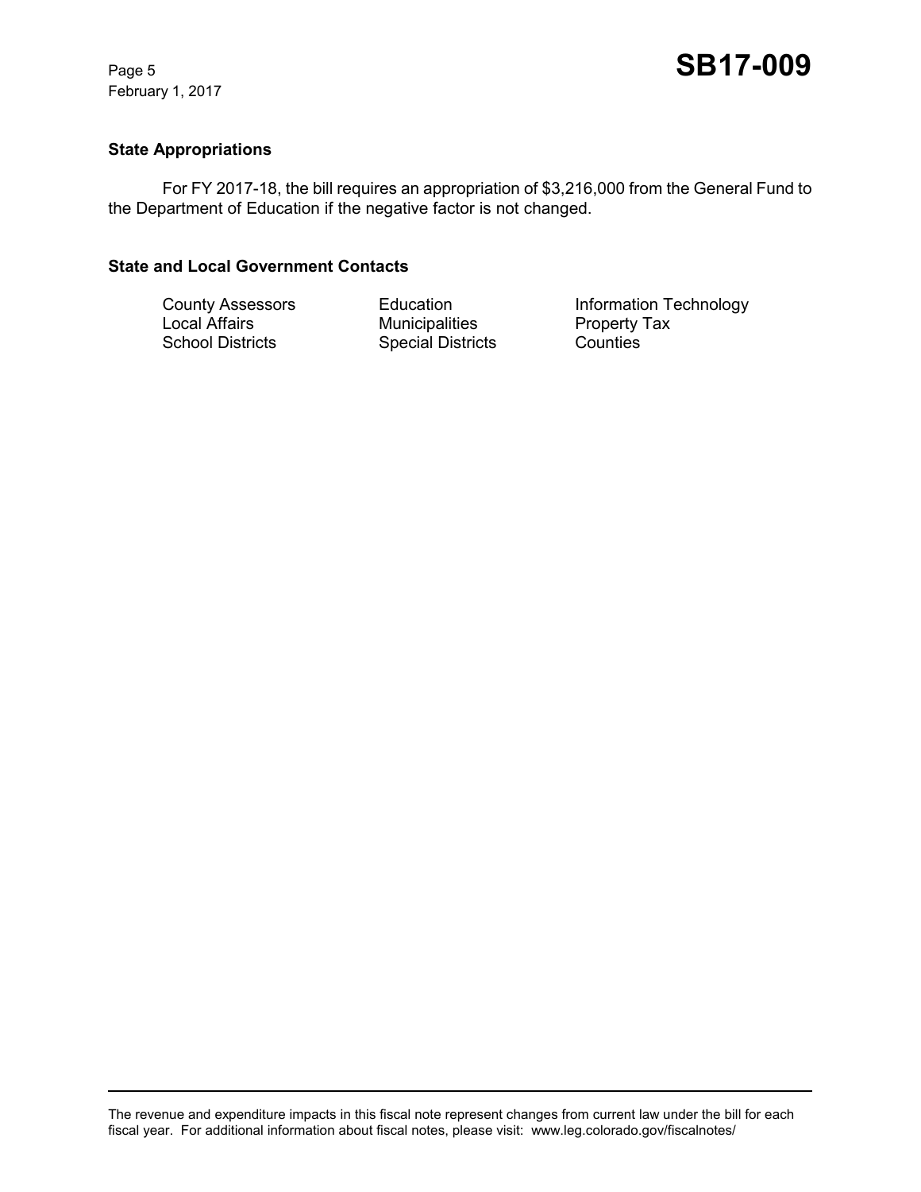**State Appropriations**

For FY 2017-18, the bill requires an appropriation of $3,216,000 from the General Fund to the Department of Education if the negative factor is not changed.

**State and Local Government Contacts**

| | | |
|---|---|---|
| County Assessors | Education | Information Technology |
| Local Affairs | Municipalities | Property Tax |
| School Districts | Special Districts | Counties |

The revenue and expenditure impacts in this fiscal note represent changes from current law under the bill for each fiscal year. For additional information about fiscal notes, please visit: www.leg.colorado.gov/fiscalnotes/